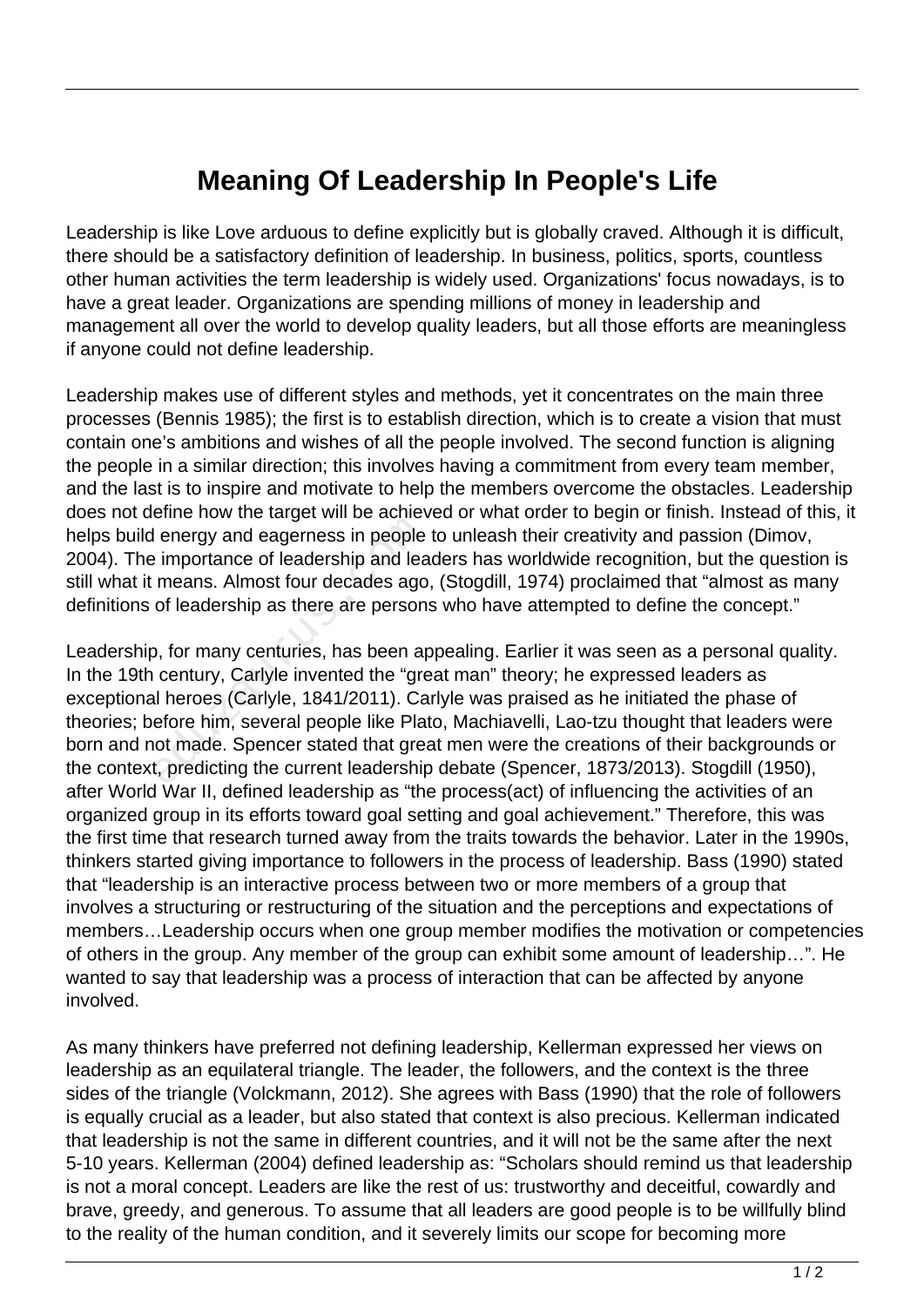# Meaning Of Leadership In People's Life

Leadership is like Love arduous to define explicitly but is globally craved. Although it is difficult, there should be a satisfactory definition of leadership. In business, politics, sports, countless other human activities the term leadership is widely used. Organizations' focus nowadays, is to have a great leader. Organizations are spending millions of money in leadership and management all over the world to develop quality leaders, but all those efforts are meaningless if anyone could not define leadership.

Leadership makes use of different styles and methods, yet it concentrates on the main three processes (Bennis 1985); the first is to establish direction, which is to create a vision that must contain one's ambitions and wishes of all the people involved. The second function is aligning the people in a similar direction; this involves having a commitment from every team member, and the last is to inspire and motivate to help the members overcome the obstacles. Leadership does not define how the target will be achieved or what order to begin or finish. Instead of this, it helps build energy and eagerness in people to unleash their creativity and passion (Dimov, 2004). The importance of leadership and leaders has worldwide recognition, but the question is still what it means. Almost four decades ago, (Stogdill, 1974) proclaimed that "almost as many definitions of leadership as there are persons who have attempted to define the concept."

Leadership, for many centuries, has been appealing. Earlier it was seen as a personal quality. In the 19th century, Carlyle invented the "great man" theory; he expressed leaders as exceptional heroes (Carlyle, 1841/2011). Carlyle was praised as he initiated the phase of theories; before him, several people like Plato, Machiavelli, Lao-tzu thought that leaders were born and not made. Spencer stated that great men were the creations of their backgrounds or the context, predicting the current leadership debate (Spencer, 1873/2013). Stogdill (1950), after World War II, defined leadership as "the process(act) of influencing the activities of an organized group in its efforts toward goal setting and goal achievement." Therefore, this was the first time that research turned away from the traits towards the behavior. Later in the 1990s, thinkers started giving importance to followers in the process of leadership. Bass (1990) stated that "leadership is an interactive process between two or more members of a group that involves a structuring or restructuring of the situation and the perceptions and expectations of members…Leadership occurs when one group member modifies the motivation or competencies of others in the group. Any member of the group can exhibit some amount of leadership…". He wanted to say that leadership was a process of interaction that can be affected by anyone involved.

As many thinkers have preferred not defining leadership, Kellerman expressed her views on leadership as an equilateral triangle. The leader, the followers, and the context is the three sides of the triangle (Volckmann, 2012). She agrees with Bass (1990) that the role of followers is equally crucial as a leader, but also stated that context is also precious. Kellerman indicated that leadership is not the same in different countries, and it will not be the same after the next 5-10 years. Kellerman (2004) defined leadership as: "Scholars should remind us that leadership is not a moral concept. Leaders are like the rest of us: trustworthy and deceitful, cowardly and brave, greedy, and generous. To assume that all leaders are good people is to be willfully blind to the reality of the human condition, and it severely limits our scope for becoming more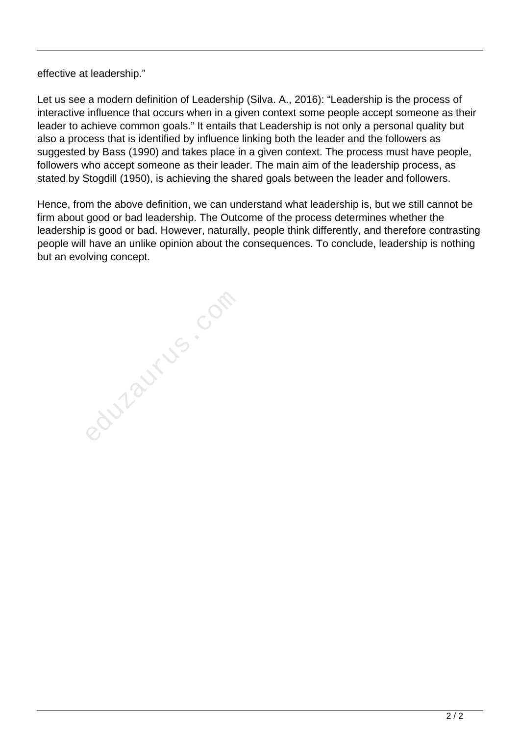effective at leadership."

Let us see a modern definition of Leadership (Silva. A., 2016): "Leadership is the process of interactive influence that occurs when in a given context some people accept someone as their leader to achieve common goals." It entails that Leadership is not only a personal quality but also a process that is identified by influence linking both the leader and the followers as suggested by Bass (1990) and takes place in a given context. The process must have people, followers who accept someone as their leader. The main aim of the leadership process, as stated by Stogdill (1950), is achieving the shared goals between the leader and followers.

Hence, from the above definition, we can understand what leadership is, but we still cannot be firm about good or bad leadership. The Outcome of the process determines whether the leadership is good or bad. However, naturally, people think differently, and therefore contrasting people will have an unlike opinion about the consequences. To conclude, leadership is nothing but an evolving concept.